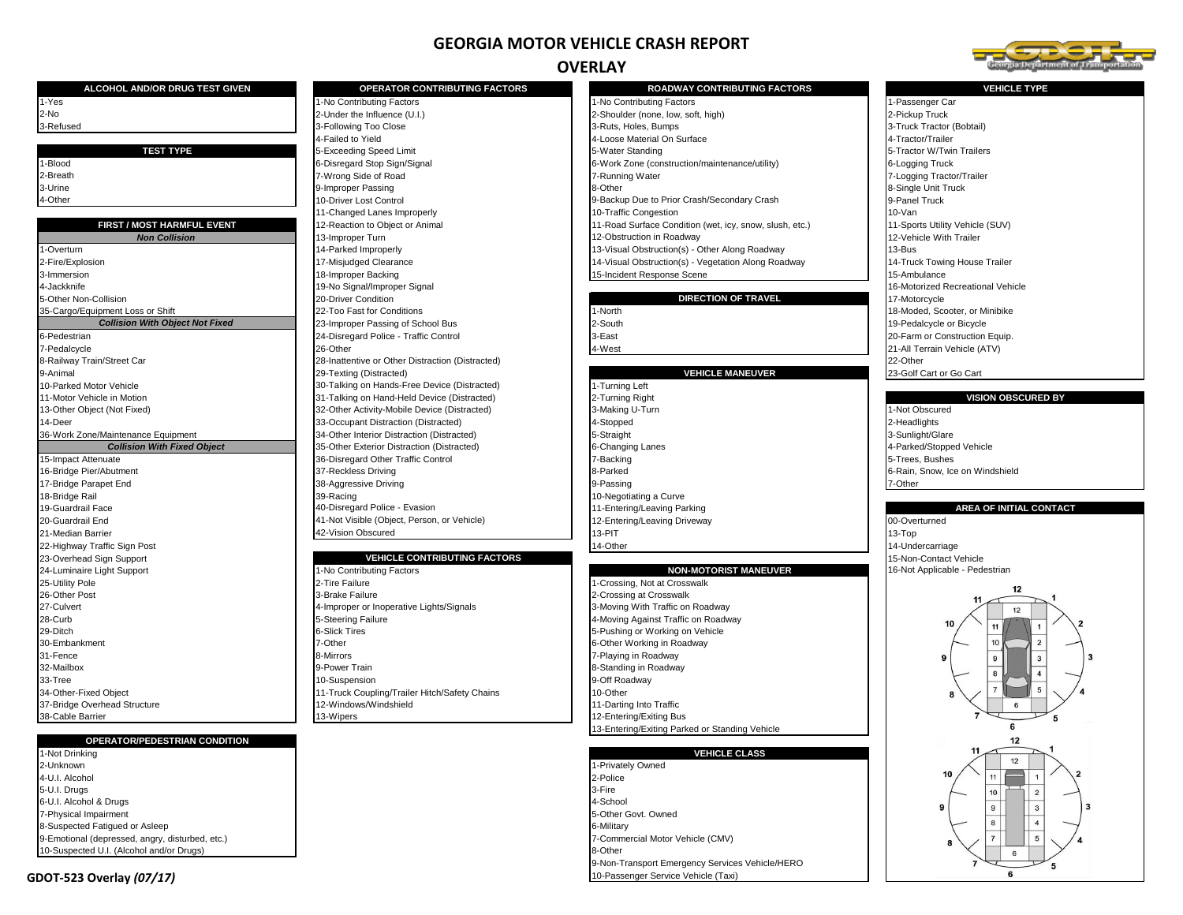# GEORGIA MOTOR VEHICLE CRASH REPORT

## OVERLAY

| ALCOHOL AND/OR DRUG TEST GIVEN |
|---|
| 1-Yes |
| 2-No |
| 3-Refused |

| TEST TYPE |
|---|
| 1-Blood |
| 2-Breath |
| 3-Urine |
| 4-Other |

| FIRST / MOST HARMFUL EVENT |
|---|
| ***Non Collision*** |
| 1-Overturn |
| 2-Fire/Explosion |
| 3-Immersion |
| 4-Jackknife |
| 5-Other Non-Collision |
| 35-Cargo/Equipment Loss or Shift |
| ***Collision With Object Not Fixed*** |
| 6-Pedestrian |
| 7-Pedalcycle |
| 8-Railway Train/Street Car |
| 9-Animal |
| 10-Parked Motor Vehicle |
| 11-Motor Vehicle in Motion |
| 13-Other Object (Not Fixed) |
| 14-Deer |
| 36-Work Zone/Maintenance Equipment |
| ***Collision With Fixed Object*** |
| 15-Impact Attenuate |
| 16-Bridge Pier/Abutment |
| 17-Bridge Parapet End |
| 18-Bridge Rail |
| 19-Guardrail Face |
| 20-Guardrail End |
| 21-Median Barrier |
| 22-Highway Traffic Sign Post |
| 23-Overhead Sign Support |
| 24-Luminaire Light Support |
| 25-Utility Pole |
| 26-Other Post |
| 27-Culvert |
| 28-Curb |
| 29-Ditch |
| 30-Embankment |
| 31-Fence |
| 32-Mailbox |
| 33-Tree |
| 34-Other-Fixed Object |
| 37-Bridge Overhead Structure |
| 38-Cable Barrier |

| OPERATOR/PEDESTRIAN CONDITION |
|---|
| 1-Not Drinking |
| 2-Unknown |
| 4-U.I. Alcohol |
| 5-U.I. Drugs |
| 6-U.I. Alcohol & Drugs |
| 7-Physical Impairment |
| 8-Suspected Fatigued or Asleep |
| 9-Emotional (depressed, angry, disturbed, etc.) |
| 10-Suspected U.I. (Alcohol and/or Drugs) |

| OPERATOR CONTRIBUTING FACTORS |
|---|
| 1-No Contributing Factors |
| 2-Under the Influence (U.I.) |
| 3-Following Too Close |
| 4-Failed to Yield |
| 5-Exceeding Speed Limit |
| 6-Disregard Stop Sign/Signal |
| 7-Wrong Side of Road |
| 9-Improper Passing |
| 10-Driver Lost Control |
| 11-Changed Lanes Improperly |
| 12-Reaction to Object or Animal |
| 13-Improper Turn |
| 14-Parked Improperly |
| 17-Misjudged Clearance |
| 18-Improper Backing |
| 19-No Signal/Improper Signal |
| 20-Driver Condition |
| 22-Too Fast for Conditions |
| 23-Improper Passing of School Bus |
| 24-Disregard Police - Traffic Control |
| 26-Other |
| 28-Inattentive or Other Distraction (Distracted) |
| 29-Texting (Distracted) |
| 30-Talking on Hands-Free Device (Distracted) |
| 31-Talking on Hand-Held Device (Distracted) |
| 32-Other Activity-Mobile Device (Distracted) |
| 33-Occupant Distraction (Distracted) |
| 34-Other Interior Distraction (Distracted) |
| 35-Other Exterior Distraction (Distracted) |
| 36-Disregard Other Traffic Control |
| 37-Reckless Driving |
| 38-Aggressive Driving |
| 39-Racing |
| 40-Disregard Police - Evasion |
| 41-Not Visible (Object, Person, or Vehicle) |
| 42-Vision Obscured |

| VEHICLE CONTRIBUTING FACTORS |
|---|
| 1-No Contributing Factors |
| 2-Tire Failure |
| 3-Brake Failure |
| 4-Improper or Inoperative Lights/Signals |
| 5-Steering Failure |
| 6-Slick Tires |
| 7-Other |
| 8-Mirrors |
| 9-Power Train |
| 10-Suspension |
| 11-Truck Coupling/Trailer Hitch/Safety Chains |
| 12-Windows/Windshield |
| 13-Wipers |

| ROADWAY CONTRIBUTING FACTORS |
|---|
| 1-No Contributing Factors |
| 2-Shoulder (none, low, soft, high) |
| 3-Ruts, Holes, Bumps |
| 4-Loose Material On Surface |
| 5-Water Standing |
| 6-Work Zone (construction/maintenance/utility) |
| 7-Running Water |
| 8-Other |
| 9-Backup Due to Prior Crash/Secondary Crash |
| 10-Traffic Congestion |
| 11-Road Surface Condition (wet, icy, snow, slush, etc.) |
| 12-Obstruction in Roadway |
| 13-Visual Obstruction(s) - Other Along Roadway |
| 14-Visual Obstruction(s) - Vegetation Along Roadway |
| 15-Incident Response Scene |

| DIRECTION OF TRAVEL |
|---|
| 1-North |
| 2-South |
| 3-East |
| 4-West |

| VEHICLE MANEUVER |
|---|
| 1-Turning Left |
| 2-Turning Right |
| 3-Making U-Turn |
| 4-Stopped |
| 5-Straight |
| 6-Changing Lanes |
| 7-Backing |
| 8-Parked |
| 9-Passing |
| 10-Negotiating a Curve |
| 11-Entering/Leaving Parking |
| 12-Entering/Leaving Driveway |
| 13-PIT |
| 14-Other |

| NON-MOTORIST MANEUVER |
|---|
| 1-Crossing, Not at Crosswalk |
| 2-Crossing at Crosswalk |
| 3-Moving With Traffic on Roadway |
| 4-Moving Against Traffic on Roadway |
| 5-Pushing or Working on Vehicle |
| 6-Other Working in Roadway |
| 7-Playing in Roadway |
| 8-Standing in Roadway |
| 9-Off Roadway |
| 10-Other |
| 11-Darting Into Traffic |
| 12-Entering/Exiting Bus |
| 13-Entering/Exiting Parked or Standing Vehicle |

| VEHICLE CLASS |
|---|
| 1-Privately Owned |
| 2-Police |
| 3-Fire |
| 4-School |
| 5-Other Govt. Owned |
| 6-Military |
| 7-Commercial Motor Vehicle (CMV) |
| 8-Other |
| 9-Non-Transport Emergency Services Vehicle/HERO |
| 10-Passenger Service Vehicle (Taxi) |

| VEHICLE TYPE |
|---|
| 1-Passenger Car |
| 2-Pickup Truck |
| 3-Truck Tractor (Bobtail) |
| 4-Tractor/Trailer |
| 5-Tractor W/Twin Trailers |
| 6-Logging Truck |
| 7-Logging Tractor/Trailer |
| 8-Single Unit Truck |
| 9-Panel Truck |
| 10-Van |
| 11-Sports Utility Vehicle (SUV) |
| 12-Vehicle With Trailer |
| 13-Bus |
| 14-Truck Towing House Trailer |
| 15-Ambulance |
| 16-Motorized Recreational Vehicle |
| 17-Motorcycle |
| 18-Moded, Scooter, or Minibike |
| 19-Pedalcycle or Bicycle |
| 20-Farm or Construction Equip. |
| 21-All Terrain Vehicle (ATV) |
| 22-Other |
| 23-Golf Cart or Go Cart |

| VISION OBSCURED BY |
|---|
| 1-Not Obscured |
| 2-Headlights |
| 3-Sunlight/Glare |
| 4-Parked/Stopped Vehicle |
| 5-Trees, Bushes |
| 6-Rain, Snow, Ice on Windshield |
| 7-Other |

| AREA OF INITIAL CONTACT |
|---|
| 00-Overturned |
| 13-Top |
| 14-Undercarriage |
| 15-Non-Contact Vehicle |
| 16-Not Applicable - Pedestrian |

GDOT-523 Overlay *(07/17)*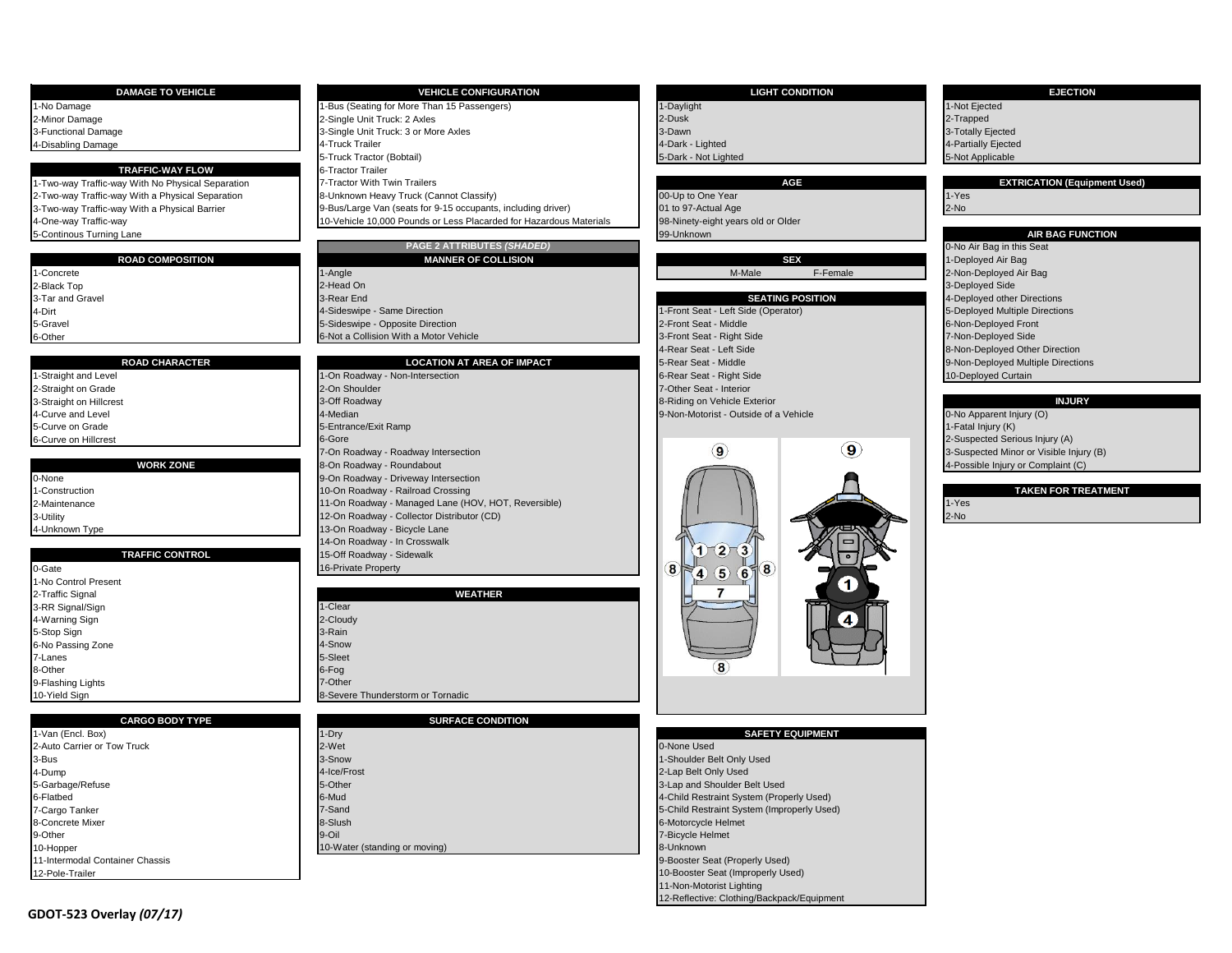## DAMAGE TO VEHICLE

1-No Damage
2-Minor Damage
3-Functional Damage
4-Disabling Damage

## TRAFFIC-WAY FLOW

1-Two-way Traffic-way With No Physical Separation
2-Two-way Traffic-way With a Physical Separation
3-Two-way Traffic-way With a Physical Barrier
4-One-way Traffic-way
5-Continous Turning Lane

## ROAD COMPOSITION

1-Concrete
2-Black Top
3-Tar and Gravel
4-Dirt
5-Gravel
6-Other

## ROAD CHARACTER

1-Straight and Level
2-Straight on Grade
3-Straight on Hillcrest
4-Curve and Level
5-Curve on Grade
6-Curve on Hillcrest

## WORK ZONE

0-None
1-Construction
2-Maintenance
3-Utility
4-Unknown Type

## TRAFFIC CONTROL

0-Gate
1-No Control Present
2-Traffic Signal
3-RR Signal/Sign
4-Warning Sign
5-Stop Sign
6-No Passing Zone
7-Lanes
8-Other
9-Flashing Lights
10-Yield Sign

## CARGO BODY TYPE

1-Van (Encl. Box)
2-Auto Carrier or Tow Truck
3-Bus
4-Dump
5-Garbage/Refuse
6-Flatbed
7-Cargo Tanker
8-Concrete Mixer
9-Other
10-Hopper
11-Intermodal Container Chassis
12-Pole-Trailer

## VEHICLE CONFIGURATION

1-Bus (Seating for More Than 15 Passengers)
2-Single Unit Truck: 2 Axles
3-Single Unit Truck: 3 or More Axles
4-Truck Trailer
5-Truck Tractor (Bobtail)
6-Tractor Trailer
7-Tractor With Twin Trailers
8-Unknown Heavy Truck (Cannot Classify)
9-Bus/Large Van (seats for 9-15 occupants, including driver)
10-Vehicle 10,000 Pounds or Less Placarded for Hazardous Materials

## PAGE 2 ATTRIBUTES *(SHADED)*

## MANNER OF COLLISION

1-Angle
2-Head On
3-Rear End
4-Sideswipe - Same Direction
5-Sideswipe - Opposite Direction
6-Not a Collision With a Motor Vehicle

## LOCATION AT AREA OF IMPACT

1-On Roadway - Non-Intersection
2-On Shoulder
3-Off Roadway
4-Median
5-Entrance/Exit Ramp
6-Gore
7-On Roadway - Roadway Intersection
8-On Roadway - Roundabout
9-On Roadway - Driveway Intersection
10-On Roadway - Railroad Crossing
11-On Roadway - Managed Lane (HOV, HOT, Reversible)
12-On Roadway - Collector Distributor (CD)
13-On Roadway - Bicycle Lane
14-On Roadway - In Crosswalk
15-Off Roadway - Sidewalk
16-Private Property

## WEATHER

1-Clear
2-Cloudy
3-Rain
4-Snow
5-Sleet
6-Fog
7-Other
8-Severe Thunderstorm or Tornadic

## SURFACE CONDITION

1-Dry
2-Wet
3-Snow
4-Ice/Frost
5-Other
6-Mud
7-Sand
8-Slush
9-Oil
10-Water (standing or moving)

## LIGHT CONDITION

1-Daylight
2-Dusk
3-Dawn
4-Dark - Lighted
5-Dark - Not Lighted

## AGE

00-Up to One Year
01 to 97-Actual Age
98-Ninety-eight years old or Older
99-Unknown

## SEX

M-Male F-Female

## SEATING POSITION

1-Front Seat - Left Side (Operator)
2-Front Seat - Middle
3-Front Seat - Right Side
4-Rear Seat - Left Side
5-Rear Seat - Middle
6-Rear Seat - Right Side
7-Other Seat - Interior
8-Riding on Vehicle Exterior
9-Non-Motorist - Outside of a Vehicle

9 9
1 2 3
8 4 5 6 8
7
8
1
4

## SAFETY EQUIPMENT

0-None Used
1-Shoulder Belt Only Used
2-Lap Belt Only Used
3-Lap and Shoulder Belt Used
4-Child Restraint System (Properly Used)
5-Child Restraint System (Improperly Used)
6-Motorcycle Helmet
7-Bicycle Helmet
8-Unknown
9-Booster Seat (Properly Used)
10-Booster Seat (Improperly Used)
11-Non-Motorist Lighting
12-Reflective: Clothing/Backpack/Equipment

## EJECTION

1-Not Ejected
2-Trapped
3-Totally Ejected
4-Partially Ejected
5-Not Applicable

## EXTRICATION (Equipment Used)

1-Yes
2-No

## AIR BAG FUNCTION

0-No Air Bag in this Seat
1-Deployed Air Bag
2-Non-Deployed Air Bag
3-Deployed Side
4-Deployed other Directions
5-Deployed Multiple Directions
6-Non-Deployed Front
7-Non-Deployed Side
8-Non-Deployed Other Direction
9-Non-Deployed Multiple Directions
10-Deployed Curtain

## INJURY

0-No Apparent Injury (O)
1-Fatal Injury (K)
2-Suspected Serious Injury (A)
3-Suspected Minor or Visible Injury (B)
4-Possible Injury or Complaint (C)

## TAKEN FOR TREATMENT

1-Yes
2-No

**GDOT-523 Overlay *(07/17)***